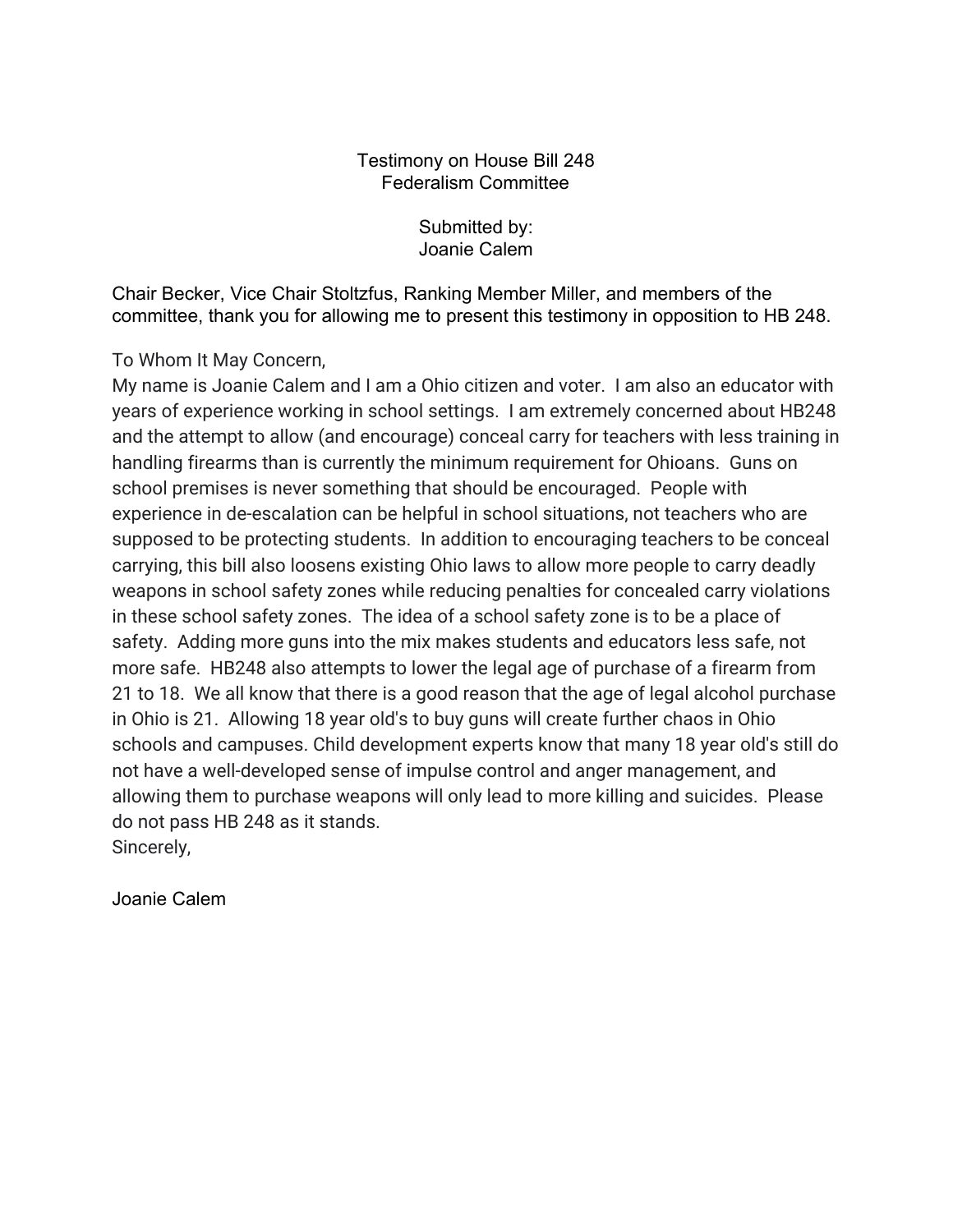Testimony on House Bill 248
Federalism Committee

Submitted by:
Joanie Calem

Chair Becker, Vice Chair Stoltzfus, Ranking Member Miller, and members of the committee, thank you for allowing me to present this testimony in opposition to HB 248.

To Whom It May Concern,
My name is Joanie Calem and I am a Ohio citizen and voter. I am also an educator with years of experience working in school settings. I am extremely concerned about HB248 and the attempt to allow (and encourage) conceal carry for teachers with less training in handling firearms than is currently the minimum requirement for Ohioans. Guns on school premises is never something that should be encouraged. People with experience in de-escalation can be helpful in school situations, not teachers who are supposed to be protecting students. In addition to encouraging teachers to be conceal carrying, this bill also loosens existing Ohio laws to allow more people to carry deadly weapons in school safety zones while reducing penalties for concealed carry violations in these school safety zones. The idea of a school safety zone is to be a place of safety. Adding more guns into the mix makes students and educators less safe, not more safe. HB248 also attempts to lower the legal age of purchase of a firearm from 21 to 18. We all know that there is a good reason that the age of legal alcohol purchase in Ohio is 21. Allowing 18 year old's to buy guns will create further chaos in Ohio schools and campuses. Child development experts know that many 18 year old's still do not have a well-developed sense of impulse control and anger management, and allowing them to purchase weapons will only lead to more killing and suicides. Please do not pass HB 248 as it stands.
Sincerely,

Joanie Calem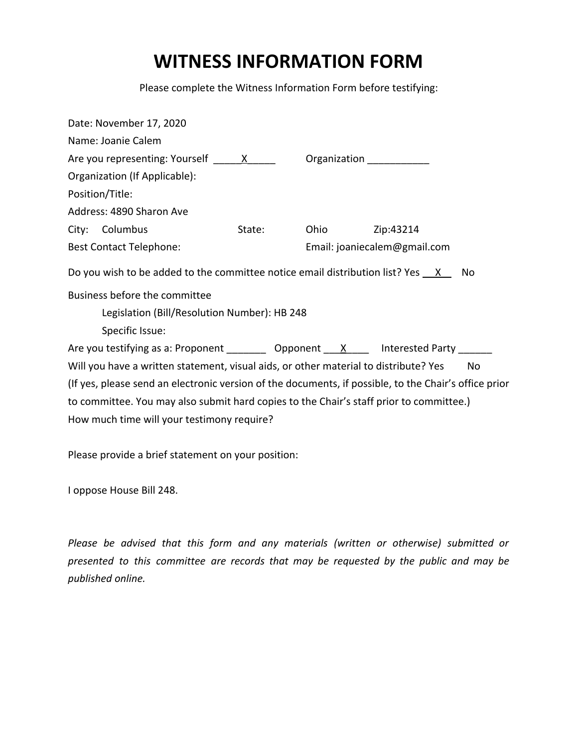# WITNESS INFORMATION FORM

Please complete the Witness Information Form before testifying:

Date: November 17, 2020

Name: Joanie Calem

Are you representing: Yourself \_\_\_\_\_X\_\_\_\_\_ Organization \_\_\_\_\_\_\_\_\_\_\_

Organization (If Applicable):

Position/Title:

Address: 4890 Sharon Ave

City: Columbus State: Ohio Zip:43214

Best Contact Telephone: Email: joaniecalem@gmail.com

Do you wish to be added to the committee notice email distribution list? Yes \_\_X\_\_ No

Business before the committee

Legislation (Bill/Resolution Number): HB 248

Specific Issue:

Are you testifying as a: Proponent \_\_\_\_\_\_\_ Opponent \_\_\_X\_\_\_\_ Interested Party \_\_\_\_\_\_

Will you have a written statement, visual aids, or other material to distribute? Yes No

(If yes, please send an electronic version of the documents, if possible, to the Chair's office prior to committee. You may also submit hard copies to the Chair's staff prior to committee.)

How much time will your testimony require?

Please provide a brief statement on your position:

I oppose House Bill 248.

*Please be advised that this form and any materials (written or otherwise) submitted or presented to this committee are records that may be requested by the public and may be published online.*